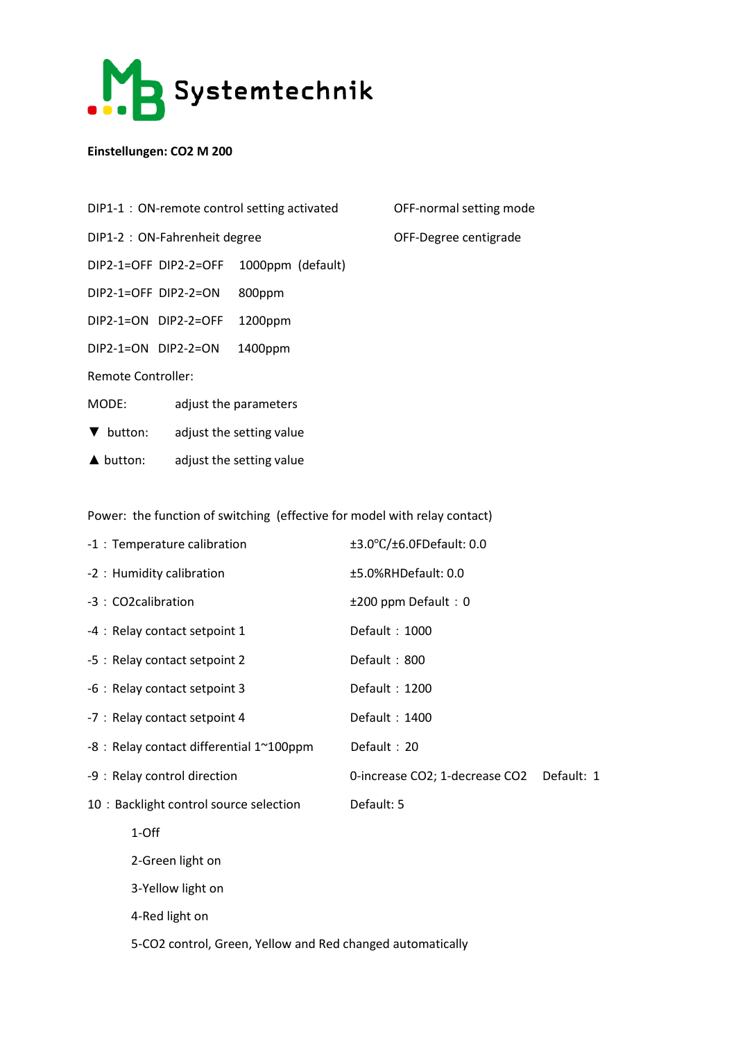MB Systemtechnik

**Einstellungen: CO2 M 200**

DIP1-1：ON-remote control setting activated　　OFF-normal setting mode

DIP1-2：ON-Fahrenheit degree　　OFF-Degree centigrade

DIP2-1=OFF DIP2-2=OFF　1000ppm (default)

DIP2-1=OFF DIP2-2=ON　800ppm

DIP2-1=ON DIP2-2=OFF　1200ppm

DIP2-1=ON DIP2-2=ON　1400ppm

Remote Controller:

MODE:　adjust the parameters

▼ button:　adjust the setting value

▲ button:　adjust the setting value

Power: the function of switching (effective for model with relay contact)

-1：Temperature calibration　±3.0℃/±6.0FDefault: 0.0

-2：Humidity calibration　±5.0%RHDefault: 0.0

-3：CO2calibration　±200 ppm Default：0

-4：Relay contact setpoint 1　Default：1000

-5：Relay contact setpoint 2　Default：800

-6：Relay contact setpoint 3　Default：1200

-7：Relay contact setpoint 4　Default：1400

-8：Relay contact differential 1~100ppm　Default：20

-9：Relay control direction　0-increase CO2; 1-decrease CO2　Default: 1

10：Backlight control source selection　Default: 5

1-Off

2-Green light on

3-Yellow light on

4-Red light on

5-CO2 control, Green, Yellow and Red changed automatically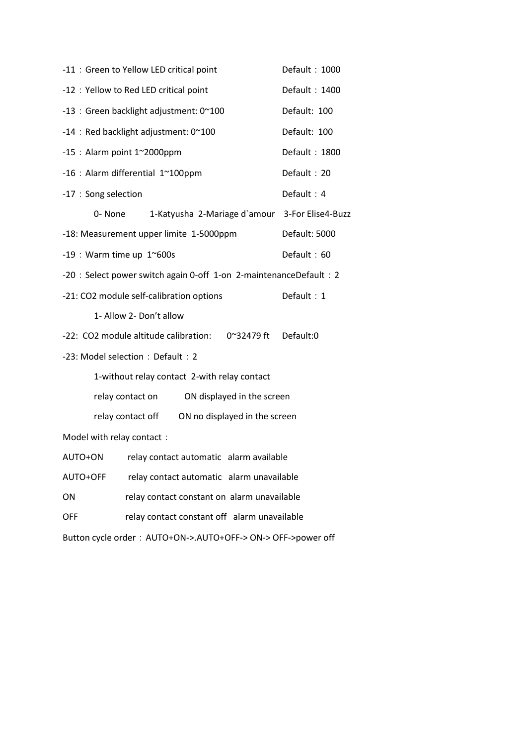-11：Green to Yellow LED critical point Default：1000

-12：Yellow to Red LED critical point Default：1400

-13：Green backlight adjustment: 0~100 Default: 100

-14：Red backlight adjustment: 0~100 Default: 100

-15：Alarm point 1~2000ppm Default：1800

-16：Alarm differential 1~100ppm Default：20

-17：Song selection Default：4

0- None 1-Katyusha 2-Mariage d`amour 3-For Elise4-Buzz

-18: Measurement upper limite 1-5000ppm Default: 5000

-19：Warm time up 1~600s Default：60

-20：Select power switch again 0-off 1-on 2-maintenanceDefault：2

-21: $CO_2$ module self-calibration options Default：1

1- Allow 2- Don't allow

-22: $CO_2$ module altitude calibration: 0~32479 ft Default:0

-23: Model selection：Default：2

1-without relay contact 2-with relay contact

relay contact on ON displayed in the screen

relay contact off ON no displayed in the screen

Model with relay contact：

AUTO+ON relay contact automatic alarm available

AUTO+OFF relay contact automatic alarm unavailable

ON relay contact constant on alarm unavailable

OFF relay contact constant off alarm unavailable

Button cycle order：AUTO+ON->.AUTO+OFF-> ON-> OFF->power off